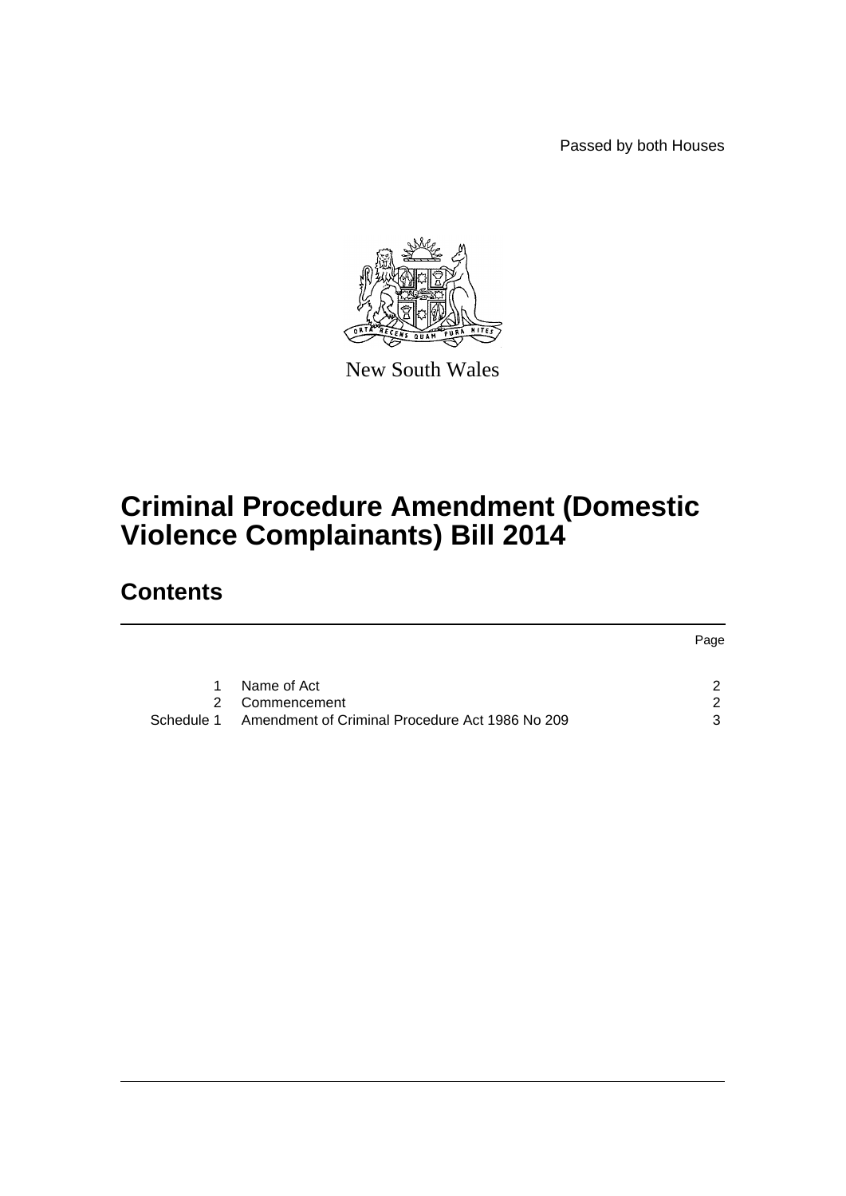Passed by both Houses

New South Wales

# Criminal Procedure Amendment (Domestic Violence Complainants) Bill 2014

## Contents

| | | Page |
|---|---|---|
| 1 | Name of Act | 2 |
| 2 | Commencement | 2 |
| Schedule 1 | Amendment of Criminal Procedure Act 1986 No 209 | 3 |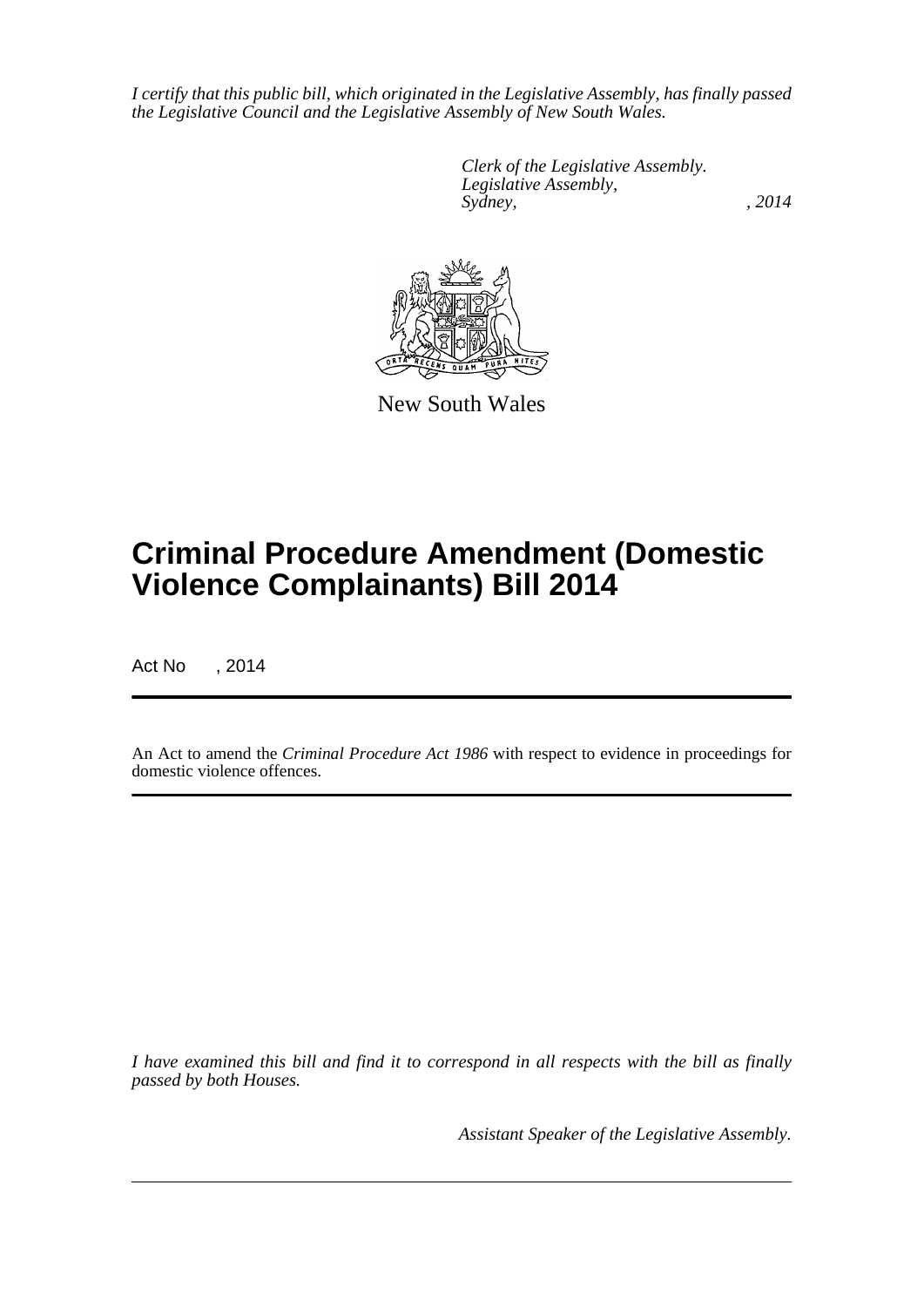*I certify that this public bill, which originated in the Legislative Assembly, has finally passed the Legislative Council and the Legislative Assembly of New South Wales.*

*Clerk of the Legislative Assembly.*
*Legislative Assembly,*
*Sydney, , 2014*

New South Wales

# Criminal Procedure Amendment (Domestic Violence Complainants) Bill 2014

Act No , 2014

An Act to amend the *Criminal Procedure Act 1986* with respect to evidence in proceedings for domestic violence offences.

*I have examined this bill and find it to correspond in all respects with the bill as finally passed by both Houses.*

*Assistant Speaker of the Legislative Assembly.*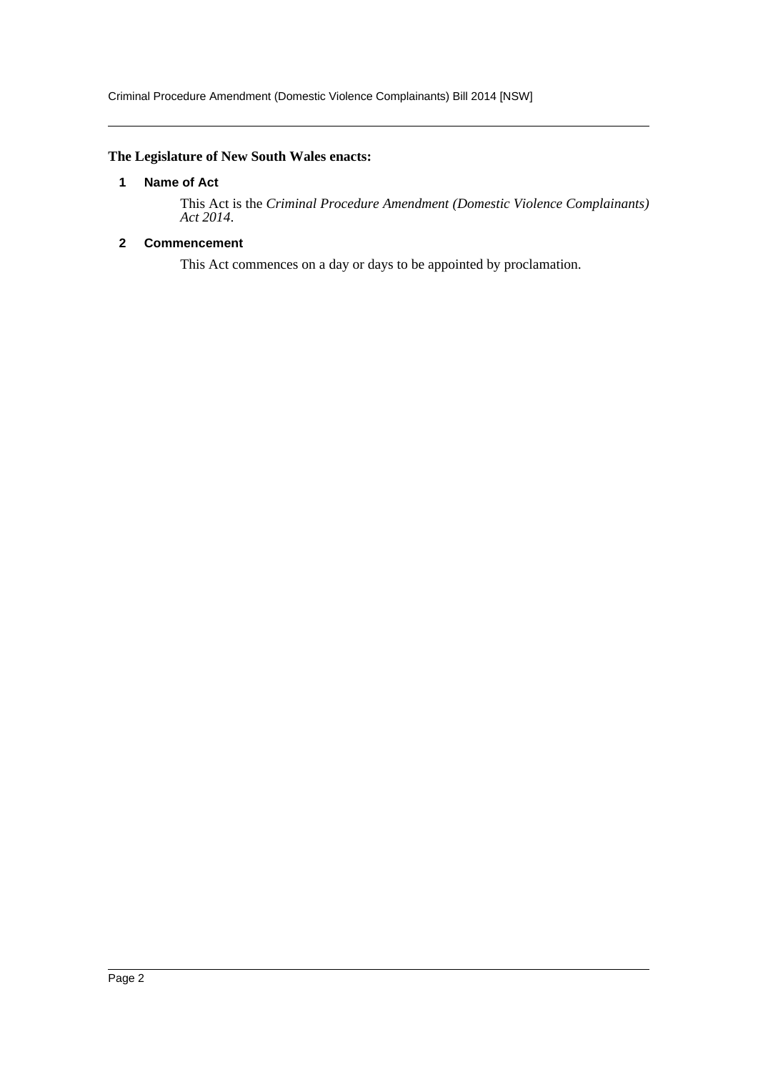**The Legislature of New South Wales enacts:**

### 1 Name of Act

This Act is the *Criminal Procedure Amendment (Domestic Violence Complainants) Act 2014*.

### 2 Commencement

This Act commences on a day or days to be appointed by proclamation.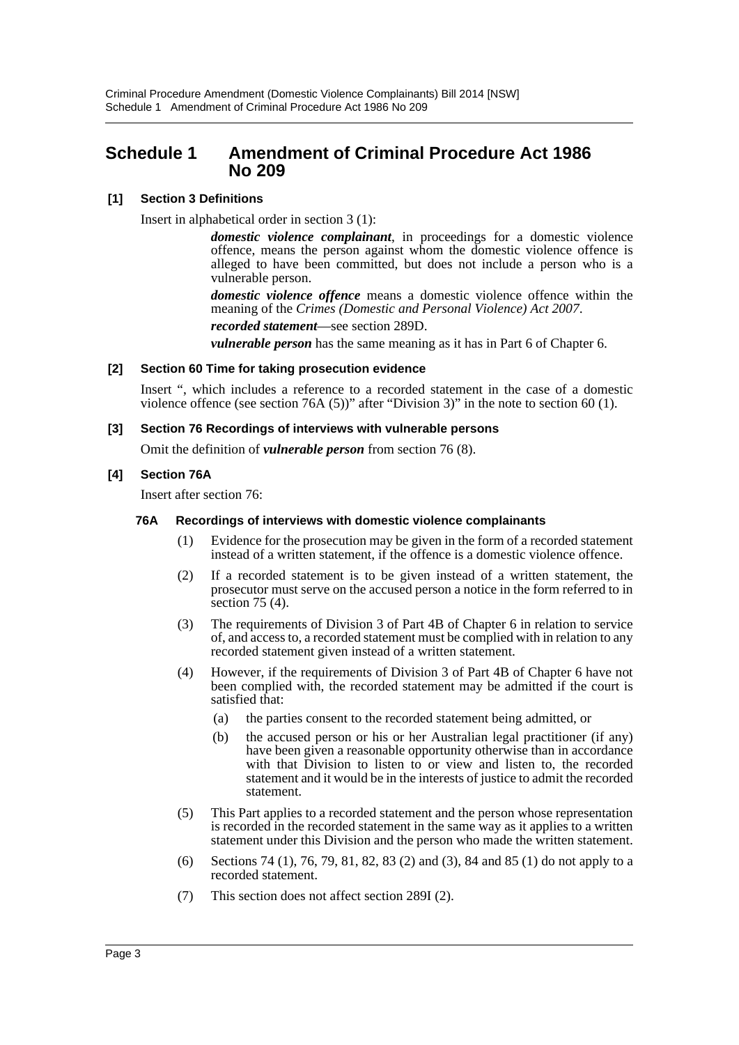# Schedule 1 Amendment of Criminal Procedure Act 1986 No 209

**[1] Section 3 Definitions**

Insert in alphabetical order in section 3 (1):

> ***domestic violence complainant***, in proceedings for a domestic violence offence, means the person against whom the domestic violence offence is alleged to have been committed, but does not include a person who is a vulnerable person.
>
> ***domestic violence offence*** means a domestic violence offence within the meaning of the *Crimes (Domestic and Personal Violence) Act 2007*.
>
> ***recorded statement***—see section 289D.
>
> ***vulnerable person*** has the same meaning as it has in Part 6 of Chapter 6.

**[2] Section 60 Time for taking prosecution evidence**

Insert ", which includes a reference to a recorded statement in the case of a domestic violence offence (see section 76A (5))" after "Division 3)" in the note to section 60 (1).

**[3] Section 76 Recordings of interviews with vulnerable persons**

Omit the definition of ***vulnerable person*** from section 76 (8).

**[4] Section 76A**

Insert after section 76:

**76A Recordings of interviews with domestic violence complainants**

(1) Evidence for the prosecution may be given in the form of a recorded statement instead of a written statement, if the offence is a domestic violence offence.

(2) If a recorded statement is to be given instead of a written statement, the prosecutor must serve on the accused person a notice in the form referred to in section 75 (4).

(3) The requirements of Division 3 of Part 4B of Chapter 6 in relation to service of, and access to, a recorded statement must be complied with in relation to any recorded statement given instead of a written statement.

(4) However, if the requirements of Division 3 of Part 4B of Chapter 6 have not been complied with, the recorded statement may be admitted if the court is satisfied that:

- (a) the parties consent to the recorded statement being admitted, or
- (b) the accused person or his or her Australian legal practitioner (if any) have been given a reasonable opportunity otherwise than in accordance with that Division to listen to or view and listen to, the recorded statement and it would be in the interests of justice to admit the recorded statement.

(5) This Part applies to a recorded statement and the person whose representation is recorded in the recorded statement in the same way as it applies to a written statement under this Division and the person who made the written statement.

(6) Sections 74 (1), 76, 79, 81, 82, 83 (2) and (3), 84 and 85 (1) do not apply to a recorded statement.

(7) This section does not affect section 289I (2).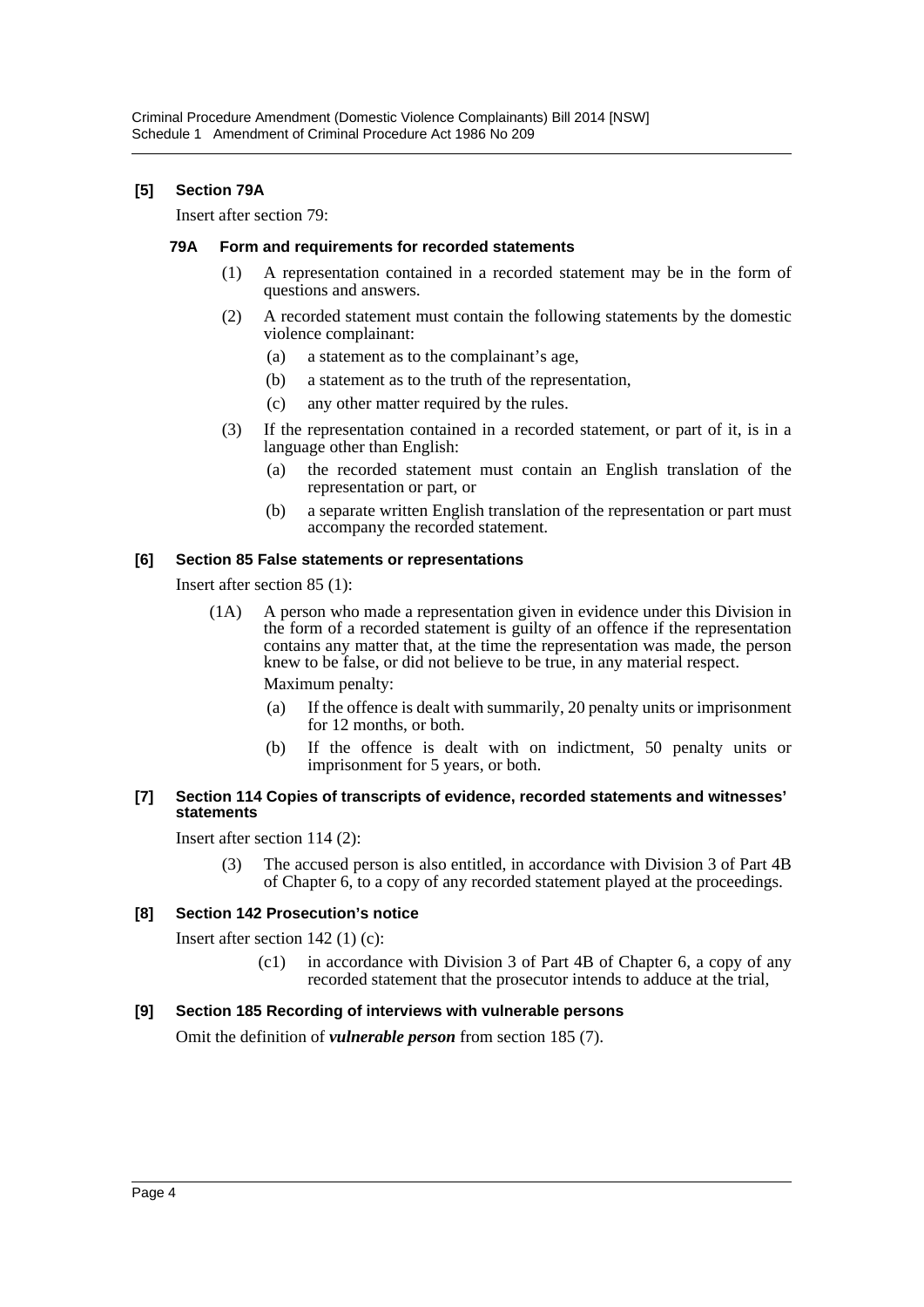### [5] Section 79A

Insert after section 79:

#### 79A Form and requirements for recorded statements

(1) A representation contained in a recorded statement may be in the form of questions and answers.

(2) A recorded statement must contain the following statements by the domestic violence complainant:

(a) a statement as to the complainant's age,

(b) a statement as to the truth of the representation,

(c) any other matter required by the rules.

(3) If the representation contained in a recorded statement, or part of it, is in a language other than English:

(a) the recorded statement must contain an English translation of the representation or part, or

(b) a separate written English translation of the representation or part must accompany the recorded statement.

### [6] Section 85 False statements or representations

Insert after section 85 (1):

(1A) A person who made a representation given in evidence under this Division in the form of a recorded statement is guilty of an offence if the representation contains any matter that, at the time the representation was made, the person knew to be false, or did not believe to be true, in any material respect.

Maximum penalty:

(a) If the offence is dealt with summarily, 20 penalty units or imprisonment for 12 months, or both.

(b) If the offence is dealt with on indictment, 50 penalty units or imprisonment for 5 years, or both.

### [7] Section 114 Copies of transcripts of evidence, recorded statements and witnesses' statements

Insert after section 114 (2):

(3) The accused person is also entitled, in accordance with Division 3 of Part 4B of Chapter 6, to a copy of any recorded statement played at the proceedings.

### [8] Section 142 Prosecution's notice

Insert after section 142 (1) (c):

(c1) in accordance with Division 3 of Part 4B of Chapter 6, a copy of any recorded statement that the prosecutor intends to adduce at the trial,

### [9] Section 185 Recording of interviews with vulnerable persons

Omit the definition of ***vulnerable person*** from section 185 (7).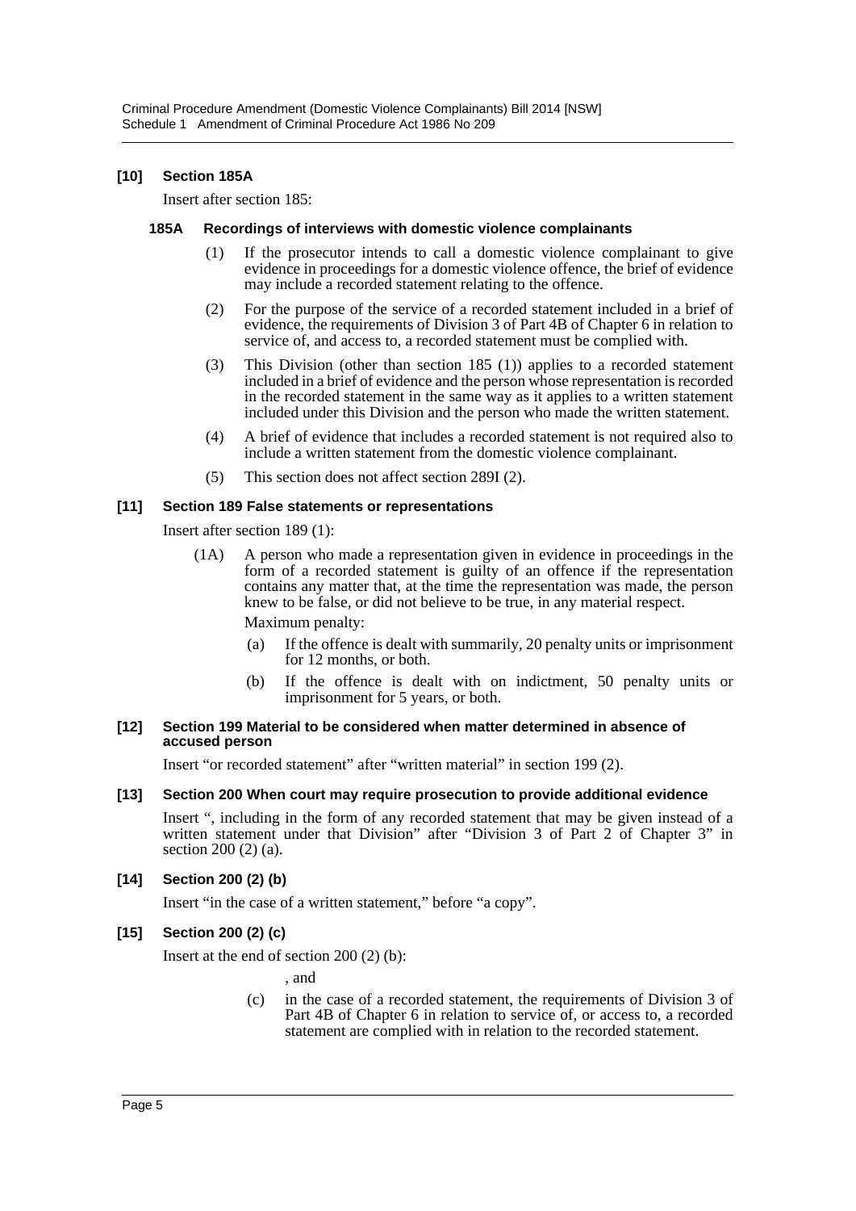### [10] Section 185A

Insert after section 185:

#### 185A Recordings of interviews with domestic violence complainants

(1) If the prosecutor intends to call a domestic violence complainant to give evidence in proceedings for a domestic violence offence, the brief of evidence may include a recorded statement relating to the offence.

(2) For the purpose of the service of a recorded statement included in a brief of evidence, the requirements of Division 3 of Part 4B of Chapter 6 in relation to service of, and access to, a recorded statement must be complied with.

(3) This Division (other than section 185 (1)) applies to a recorded statement included in a brief of evidence and the person whose representation is recorded in the recorded statement in the same way as it applies to a written statement included under this Division and the person who made the written statement.

(4) A brief of evidence that includes a recorded statement is not required also to include a written statement from the domestic violence complainant.

(5) This section does not affect section 289I (2).

### [11] Section 189 False statements or representations

Insert after section 189 (1):

(1A) A person who made a representation given in evidence in proceedings in the form of a recorded statement is guilty of an offence if the representation contains any matter that, at the time the representation was made, the person knew to be false, or did not believe to be true, in any material respect.

Maximum penalty:

(a) If the offence is dealt with summarily, 20 penalty units or imprisonment for 12 months, or both.

(b) If the offence is dealt with on indictment, 50 penalty units or imprisonment for 5 years, or both.

### [12] Section 199 Material to be considered when matter determined in absence of accused person

Insert "or recorded statement" after "written material" in section 199 (2).

### [13] Section 200 When court may require prosecution to provide additional evidence

Insert ", including in the form of any recorded statement that may be given instead of a written statement under that Division" after "Division 3 of Part 2 of Chapter 3" in section 200 (2) (a).

### [14] Section 200 (2) (b)

Insert "in the case of a written statement," before "a copy".

### [15] Section 200 (2) (c)

Insert at the end of section 200 (2) (b):

, and

(c) in the case of a recorded statement, the requirements of Division 3 of Part 4B of Chapter 6 in relation to service of, or access to, a recorded statement are complied with in relation to the recorded statement.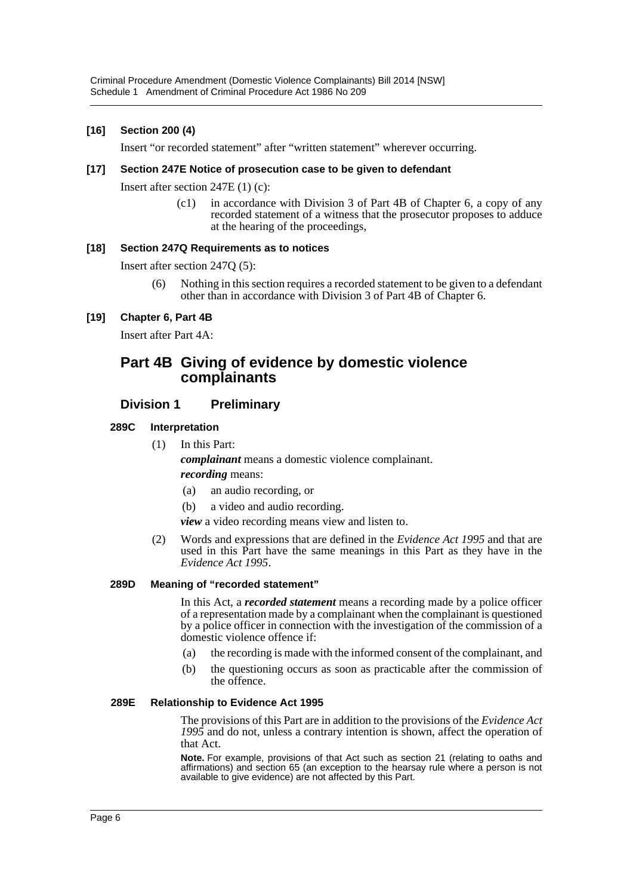### [16] Section 200 (4)

Insert "or recorded statement" after "written statement" wherever occurring.

### [17] Section 247E Notice of prosecution case to be given to defendant

Insert after section 247E (1) (c):

> (c1) in accordance with Division 3 of Part 4B of Chapter 6, a copy of any recorded statement of a witness that the prosecutor proposes to adduce at the hearing of the proceedings,

### [18] Section 247Q Requirements as to notices

Insert after section 247Q (5):

> (6) Nothing in this section requires a recorded statement to be given to a defendant other than in accordance with Division 3 of Part 4B of Chapter 6.

### [19] Chapter 6, Part 4B

Insert after Part 4A:

# Part 4B Giving of evidence by domestic violence complainants

## Division 1 Preliminary

### 289C Interpretation

(1) In this Part:

***complainant*** means a domestic violence complainant.

***recording*** means:

(a) an audio recording, or

(b) a video and audio recording.

***view*** a video recording means view and listen to.

(2) Words and expressions that are defined in the *Evidence Act 1995* and that are used in this Part have the same meanings in this Part as they have in the *Evidence Act 1995*.

### 289D Meaning of "recorded statement"

In this Act, a ***recorded statement*** means a recording made by a police officer of a representation made by a complainant when the complainant is questioned by a police officer in connection with the investigation of the commission of a domestic violence offence if:

(a) the recording is made with the informed consent of the complainant, and

(b) the questioning occurs as soon as practicable after the commission of the offence.

### 289E Relationship to Evidence Act 1995

The provisions of this Part are in addition to the provisions of the *Evidence Act 1995* and do not, unless a contrary intention is shown, affect the operation of that Act.

**Note.** For example, provisions of that Act such as section 21 (relating to oaths and affirmations) and section 65 (an exception to the hearsay rule where a person is not available to give evidence) are not affected by this Part.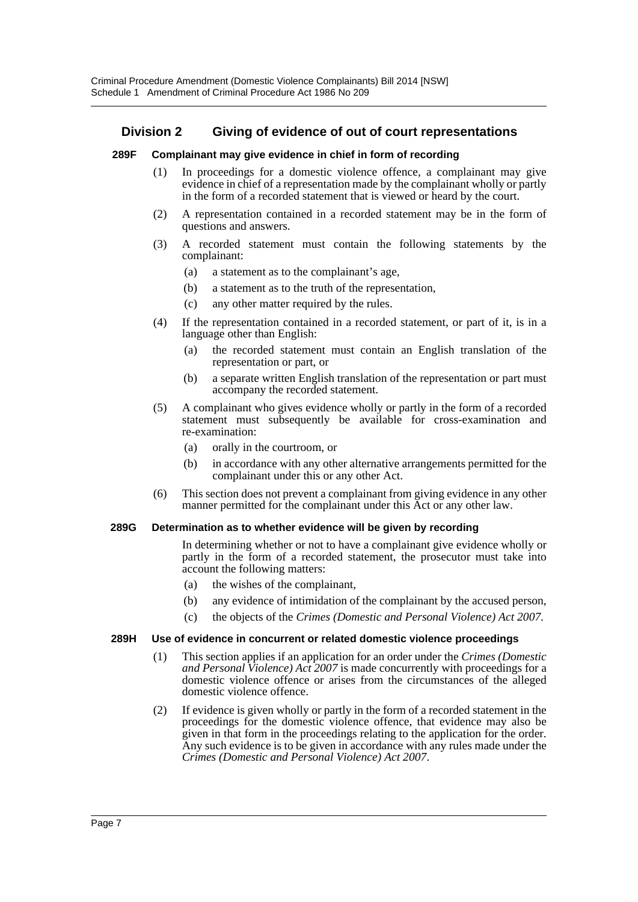## Division 2 Giving of evidence of out of court representations

### 289F Complainant may give evidence in chief in form of recording

(1) In proceedings for a domestic violence offence, a complainant may give evidence in chief of a representation made by the complainant wholly or partly in the form of a recorded statement that is viewed or heard by the court.

(2) A representation contained in a recorded statement may be in the form of questions and answers.

(3) A recorded statement must contain the following statements by the complainant:

- (a) a statement as to the complainant's age,
- (b) a statement as to the truth of the representation,
- (c) any other matter required by the rules.

(4) If the representation contained in a recorded statement, or part of it, is in a language other than English:

- (a) the recorded statement must contain an English translation of the representation or part, or
- (b) a separate written English translation of the representation or part must accompany the recorded statement.

(5) A complainant who gives evidence wholly or partly in the form of a recorded statement must subsequently be available for cross-examination and re-examination:

- (a) orally in the courtroom, or
- (b) in accordance with any other alternative arrangements permitted for the complainant under this or any other Act.

(6) This section does not prevent a complainant from giving evidence in any other manner permitted for the complainant under this Act or any other law.

### 289G Determination as to whether evidence will be given by recording

In determining whether or not to have a complainant give evidence wholly or partly in the form of a recorded statement, the prosecutor must take into account the following matters:

- (a) the wishes of the complainant,
- (b) any evidence of intimidation of the complainant by the accused person,
- (c) the objects of the *Crimes (Domestic and Personal Violence) Act 2007*.

### 289H Use of evidence in concurrent or related domestic violence proceedings

(1) This section applies if an application for an order under the *Crimes (Domestic and Personal Violence) Act 2007* is made concurrently with proceedings for a domestic violence offence or arises from the circumstances of the alleged domestic violence offence.

(2) If evidence is given wholly or partly in the form of a recorded statement in the proceedings for the domestic violence offence, that evidence may also be given in that form in the proceedings relating to the application for the order. Any such evidence is to be given in accordance with any rules made under the *Crimes (Domestic and Personal Violence) Act 2007*.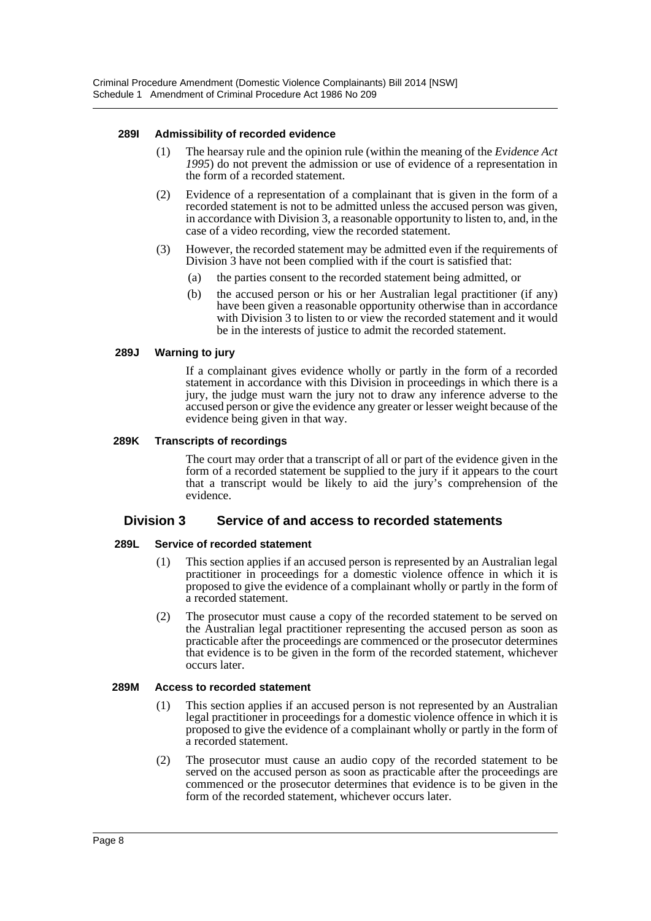#### 289I Admissibility of recorded evidence

(1) The hearsay rule and the opinion rule (within the meaning of the *Evidence Act 1995*) do not prevent the admission or use of evidence of a representation in the form of a recorded statement.

(2) Evidence of a representation of a complainant that is given in the form of a recorded statement is not to be admitted unless the accused person was given, in accordance with Division 3, a reasonable opportunity to listen to, and, in the case of a video recording, view the recorded statement.

(3) However, the recorded statement may be admitted even if the requirements of Division 3 have not been complied with if the court is satisfied that:

(a) the parties consent to the recorded statement being admitted, or

(b) the accused person or his or her Australian legal practitioner (if any) have been given a reasonable opportunity otherwise than in accordance with Division 3 to listen to or view the recorded statement and it would be in the interests of justice to admit the recorded statement.

#### 289J Warning to jury

If a complainant gives evidence wholly or partly in the form of a recorded statement in accordance with this Division in proceedings in which there is a jury, the judge must warn the jury not to draw any inference adverse to the accused person or give the evidence any greater or lesser weight because of the evidence being given in that way.

#### 289K Transcripts of recordings

The court may order that a transcript of all or part of the evidence given in the form of a recorded statement be supplied to the jury if it appears to the court that a transcript would be likely to aid the jury's comprehension of the evidence.

### Division 3 Service of and access to recorded statements

#### 289L Service of recorded statement

(1) This section applies if an accused person is represented by an Australian legal practitioner in proceedings for a domestic violence offence in which it is proposed to give the evidence of a complainant wholly or partly in the form of a recorded statement.

(2) The prosecutor must cause a copy of the recorded statement to be served on the Australian legal practitioner representing the accused person as soon as practicable after the proceedings are commenced or the prosecutor determines that evidence is to be given in the form of the recorded statement, whichever occurs later.

#### 289M Access to recorded statement

(1) This section applies if an accused person is not represented by an Australian legal practitioner in proceedings for a domestic violence offence in which it is proposed to give the evidence of a complainant wholly or partly in the form of a recorded statement.

(2) The prosecutor must cause an audio copy of the recorded statement to be served on the accused person as soon as practicable after the proceedings are commenced or the prosecutor determines that evidence is to be given in the form of the recorded statement, whichever occurs later.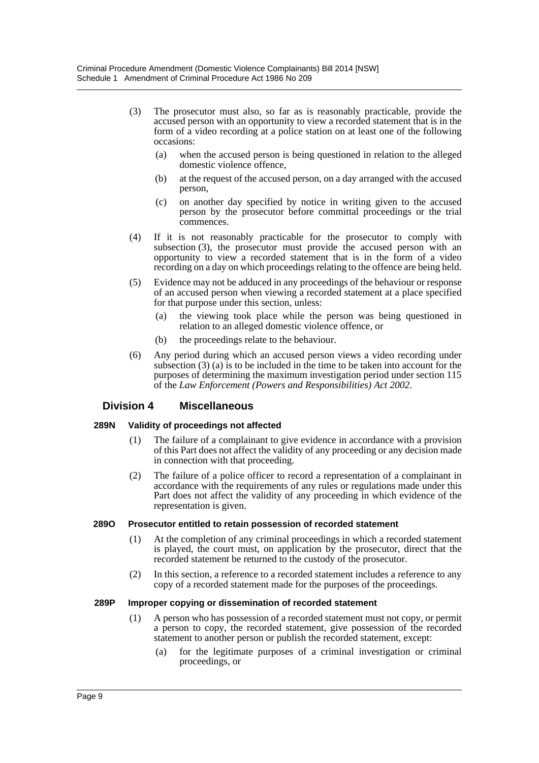(3) The prosecutor must also, so far as is reasonably practicable, provide the accused person with an opportunity to view a recorded statement that is in the form of a video recording at a police station on at least one of the following occasions:

  (a) when the accused person is being questioned in relation to the alleged domestic violence offence,

  (b) at the request of the accused person, on a day arranged with the accused person,

  (c) on another day specified by notice in writing given to the accused person by the prosecutor before committal proceedings or the trial commences.

(4) If it is not reasonably practicable for the prosecutor to comply with subsection (3), the prosecutor must provide the accused person with an opportunity to view a recorded statement that is in the form of a video recording on a day on which proceedings relating to the offence are being held.

(5) Evidence may not be adduced in any proceedings of the behaviour or response of an accused person when viewing a recorded statement at a place specified for that purpose under this section, unless:

  (a) the viewing took place while the person was being questioned in relation to an alleged domestic violence offence, or

  (b) the proceedings relate to the behaviour.

(6) Any period during which an accused person views a video recording under subsection (3) (a) is to be included in the time to be taken into account for the purposes of determining the maximum investigation period under section 115 of the *Law Enforcement (Powers and Responsibilities) Act 2002*.

## Division 4 Miscellaneous

### 289N Validity of proceedings not affected

(1) The failure of a complainant to give evidence in accordance with a provision of this Part does not affect the validity of any proceeding or any decision made in connection with that proceeding.

(2) The failure of a police officer to record a representation of a complainant in accordance with the requirements of any rules or regulations made under this Part does not affect the validity of any proceeding in which evidence of the representation is given.

### 289O Prosecutor entitled to retain possession of recorded statement

(1) At the completion of any criminal proceedings in which a recorded statement is played, the court must, on application by the prosecutor, direct that the recorded statement be returned to the custody of the prosecutor.

(2) In this section, a reference to a recorded statement includes a reference to any copy of a recorded statement made for the purposes of the proceedings.

### 289P Improper copying or dissemination of recorded statement

(1) A person who has possession of a recorded statement must not copy, or permit a person to copy, the recorded statement, give possession of the recorded statement to another person or publish the recorded statement, except:

  (a) for the legitimate purposes of a criminal investigation or criminal proceedings, or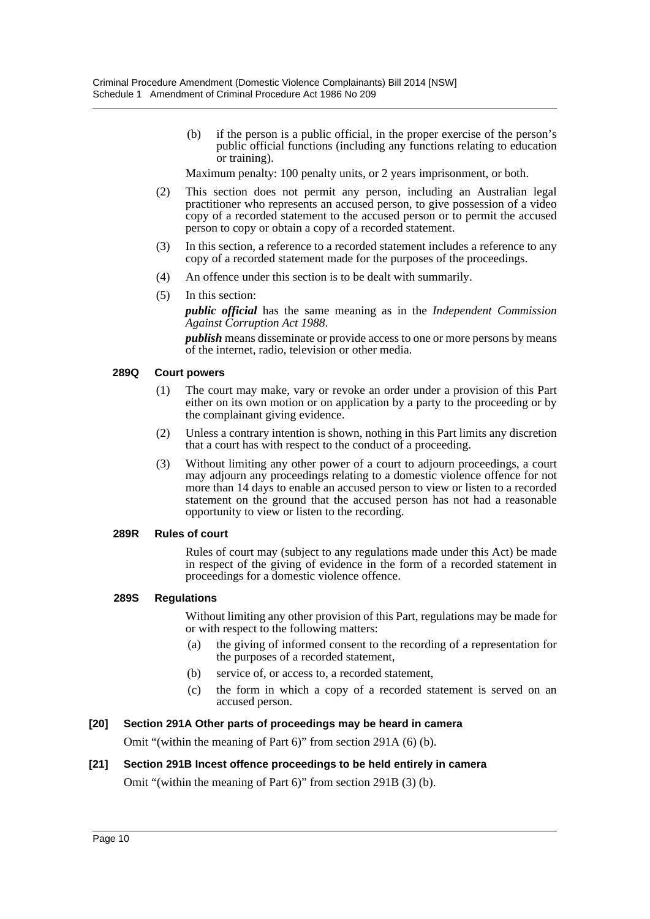(b) if the person is a public official, in the proper exercise of the person's public official functions (including any functions relating to education or training).

Maximum penalty: 100 penalty units, or 2 years imprisonment, or both.

(2) This section does not permit any person, including an Australian legal practitioner who represents an accused person, to give possession of a video copy of a recorded statement to the accused person or to permit the accused person to copy or obtain a copy of a recorded statement.

(3) In this section, a reference to a recorded statement includes a reference to any copy of a recorded statement made for the purposes of the proceedings.

(4) An offence under this section is to be dealt with summarily.

(5) In this section:

***public official*** has the same meaning as in the *Independent Commission Against Corruption Act 1988*.

***publish*** means disseminate or provide access to one or more persons by means of the internet, radio, television or other media.

#### 289Q Court powers

(1) The court may make, vary or revoke an order under a provision of this Part either on its own motion or on application by a party to the proceeding or by the complainant giving evidence.

(2) Unless a contrary intention is shown, nothing in this Part limits any discretion that a court has with respect to the conduct of a proceeding.

(3) Without limiting any other power of a court to adjourn proceedings, a court may adjourn any proceedings relating to a domestic violence offence for not more than 14 days to enable an accused person to view or listen to a recorded statement on the ground that the accused person has not had a reasonable opportunity to view or listen to the recording.

#### 289R Rules of court

Rules of court may (subject to any regulations made under this Act) be made in respect of the giving of evidence in the form of a recorded statement in proceedings for a domestic violence offence.

#### 289S Regulations

Without limiting any other provision of this Part, regulations may be made for or with respect to the following matters:

(a) the giving of informed consent to the recording of a representation for the purposes of a recorded statement,

(b) service of, or access to, a recorded statement,

(c) the form in which a copy of a recorded statement is served on an accused person.

### [20] Section 291A Other parts of proceedings may be heard in camera

Omit "(within the meaning of Part 6)" from section 291A (6) (b).

### [21] Section 291B Incest offence proceedings to be held entirely in camera

Omit "(within the meaning of Part 6)" from section 291B (3) (b).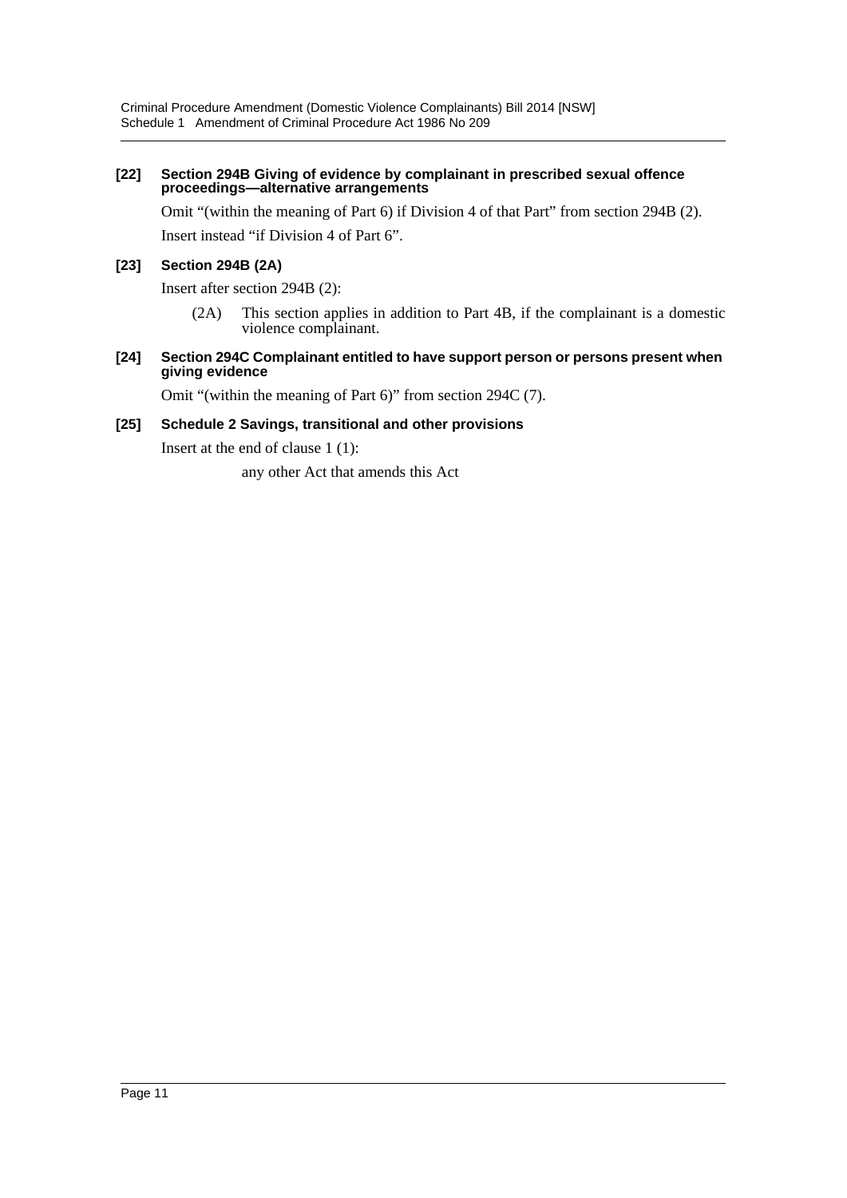**[22] Section 294B Giving of evidence by complainant in prescribed sexual offence proceedings—alternative arrangements**

Omit "(within the meaning of Part 6) if Division 4 of that Part" from section 294B (2).

Insert instead "if Division 4 of Part 6".

**[23] Section 294B (2A)**

Insert after section 294B (2):

(2A) This section applies in addition to Part 4B, if the complainant is a domestic violence complainant.

**[24] Section 294C Complainant entitled to have support person or persons present when giving evidence**

Omit "(within the meaning of Part 6)" from section 294C (7).

**[25] Schedule 2 Savings, transitional and other provisions**

Insert at the end of clause 1 (1):

any other Act that amends this Act